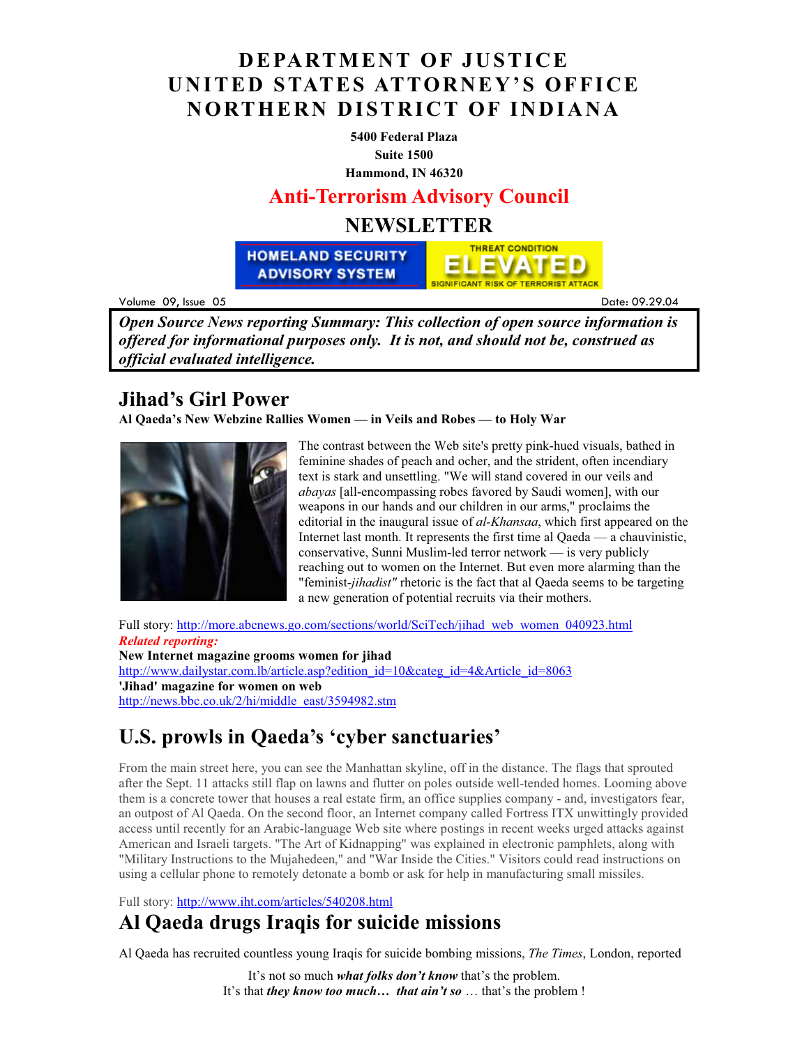# DEPARTMENT OF JUSTICE
# UNITED STATES ATTORNEY'S OFFICE
# NORTHERN DISTRICT OF INDIANA

**5400 Federal Plaza**
**Suite 1500**
**Hammond, IN 46320**

## Anti-Terrorism Advisory Council

## NEWSLETTER

HOMELAND SECURITY ADVISORY SYSTEM — THREAT CONDITION ELEVATED — SIGNIFICANT RISK OF TERRORIST ATTACK

Volume 09, Issue 05 Date: 09.29.04

***Open Source News reporting Summary: This collection of open source information is offered for informational purposes only. It is not, and should not be, construed as official evaluated intelligence.***

## Jihad's Girl Power

**Al Qaeda's New Webzine Rallies Women — in Veils and Robes — to Holy War**

The contrast between the Web site's pretty pink-hued visuals, bathed in feminine shades of peach and ocher, and the strident, often incendiary text is stark and unsettling. "We will stand covered in our veils and *abayas* [all-encompassing robes favored by Saudi women], with our weapons in our hands and our children in our arms," proclaims the editorial in the inaugural issue of *al-Khansaa*, which first appeared on the Internet last month. It represents the first time al Qaeda — a chauvinistic, conservative, Sunni Muslim-led terror network — is very publicly reaching out to women on the Internet. But even more alarming than the "feminist-*jihadist"* rhetoric is the fact that al Qaeda seems to be targeting a new generation of potential recruits via their mothers.

Full story: http://more.abcnews.go.com/sections/world/SciTech/jihad_web_women_040923.html

***Related reporting:***

**New Internet magazine grooms women for jihad**
http://www.dailystar.com.lb/article.asp?edition_id=10&categ_id=4&Article_id=8063

**'Jihad' magazine for women on web**
http://news.bbc.co.uk/2/hi/middle_east/3594982.stm

## U.S. prowls in Qaeda's 'cyber sanctuaries'

From the main street here, you can see the Manhattan skyline, off in the distance. The flags that sprouted after the Sept. 11 attacks still flap on lawns and flutter on poles outside well-tended homes. Looming above them is a concrete tower that houses a real estate firm, an office supplies company - and, investigators fear, an outpost of Al Qaeda. On the second floor, an Internet company called Fortress ITX unwittingly provided access until recently for an Arabic-language Web site where postings in recent weeks urged attacks against American and Israeli targets. "The Art of Kidnapping" was explained in electronic pamphlets, along with "Military Instructions to the Mujahedeen," and "War Inside the Cities." Visitors could read instructions on using a cellular phone to remotely detonate a bomb or ask for help in manufacturing small missiles.

Full story: http://www.iht.com/articles/540208.html

## Al Qaeda drugs Iraqis for suicide missions

Al Qaeda has recruited countless young Iraqis for suicide bombing missions, *The Times*, London, reported

It's not so much ***what folks don't know*** that's the problem.
It's that ***they know too much… that ain't so*** … that's the problem !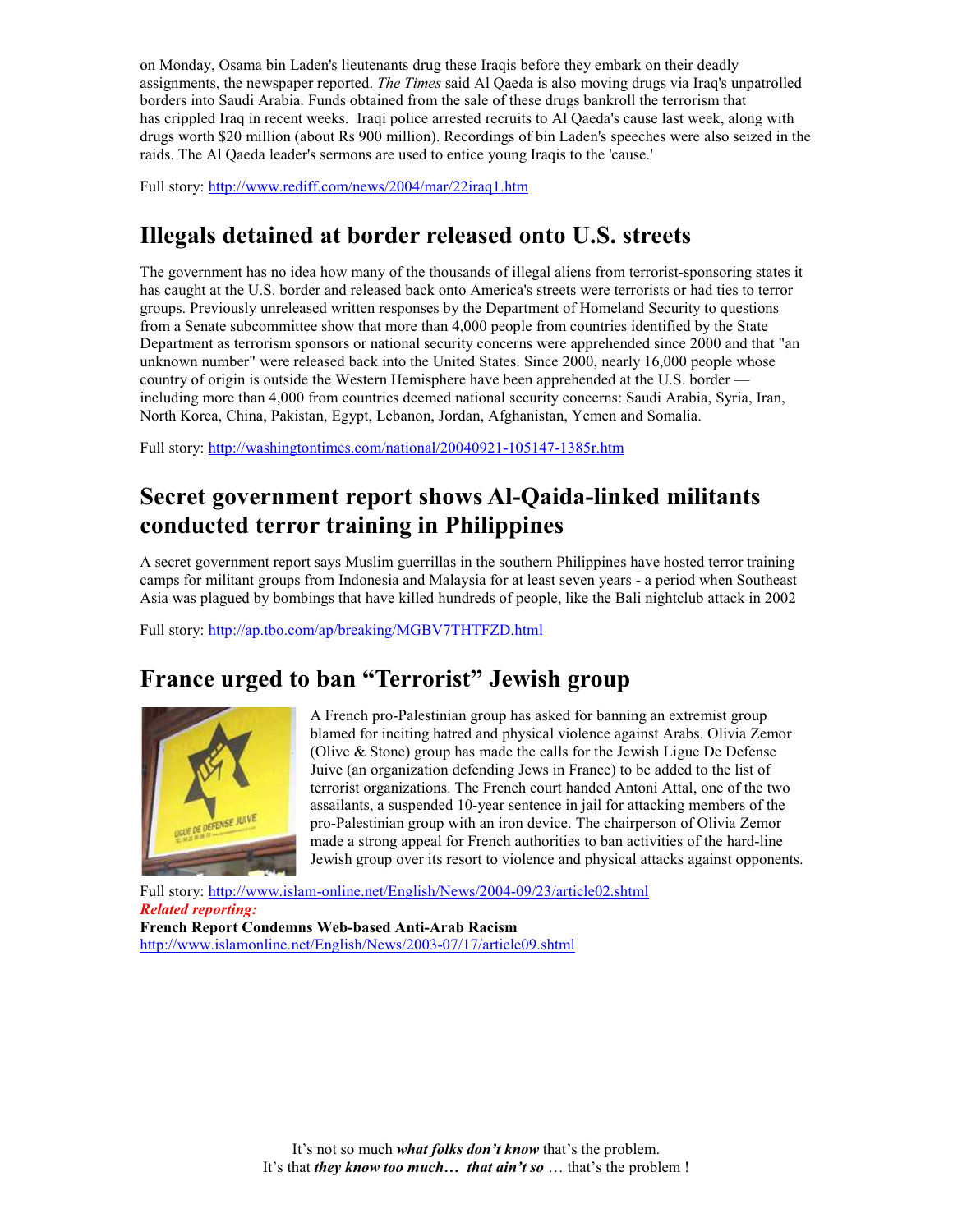on Monday, Osama bin Laden's lieutenants drug these Iraqis before they embark on their deadly assignments, the newspaper reported. *The Times* said Al Qaeda is also moving drugs via Iraq's unpatrolled borders into Saudi Arabia. Funds obtained from the sale of these drugs bankroll the terrorism that has crippled Iraq in recent weeks. Iraqi police arrested recruits to Al Qaeda's cause last week, along with drugs worth $20 million (about Rs 900 million). Recordings of bin Laden's speeches were also seized in the raids. The Al Qaeda leader's sermons are used to entice young Iraqis to the 'cause.'

Full story: http://www.rediff.com/news/2004/mar/22iraq1.htm

## Illegals detained at border released onto U.S. streets

The government has no idea how many of the thousands of illegal aliens from terrorist-sponsoring states it has caught at the U.S. border and released back onto America's streets were terrorists or had ties to terror groups. Previously unreleased written responses by the Department of Homeland Security to questions from a Senate subcommittee show that more than 4,000 people from countries identified by the State Department as terrorism sponsors or national security concerns were apprehended since 2000 and that "an unknown number" were released back into the United States. Since 2000, nearly 16,000 people whose country of origin is outside the Western Hemisphere have been apprehended at the U.S. border — including more than 4,000 from countries deemed national security concerns: Saudi Arabia, Syria, Iran, North Korea, China, Pakistan, Egypt, Lebanon, Jordan, Afghanistan, Yemen and Somalia.

Full story: http://washingtontimes.com/national/20040921-105147-1385r.htm

## Secret government report shows Al-Qaida-linked militants conducted terror training in Philippines

A secret government report says Muslim guerrillas in the southern Philippines have hosted terror training camps for militant groups from Indonesia and Malaysia for at least seven years - a period when Southeast Asia was plagued by bombings that have killed hundreds of people, like the Bali nightclub attack in 2002

Full story: http://ap.tbo.com/ap/breaking/MGBV7THTFZD.html

## France urged to ban "Terrorist" Jewish group

A French pro-Palestinian group has asked for banning an extremist group blamed for inciting hatred and physical violence against Arabs. Olivia Zemor (Olive & Stone) group has made the calls for the Jewish Ligue De Defense Juive (an organization defending Jews in France) to be added to the list of terrorist organizations. The French court handed Antoni Attal, one of the two assailants, a suspended 10-year sentence in jail for attacking members of the pro-Palestinian group with an iron device. The chairperson of Olivia Zemor made a strong appeal for French authorities to ban activities of the hard-line Jewish group over its resort to violence and physical attacks against opponents.

Full story: http://www.islam-online.net/English/News/2004-09/23/article02.shtml

*Related reporting:*

**French Report Condemns Web-based Anti-Arab Racism**

http://www.islamonline.net/English/News/2003-07/17/article09.shtml

It's not so much ***what folks don't know*** that's the problem.
It's that ***they know too much… that ain't so*** … that's the problem !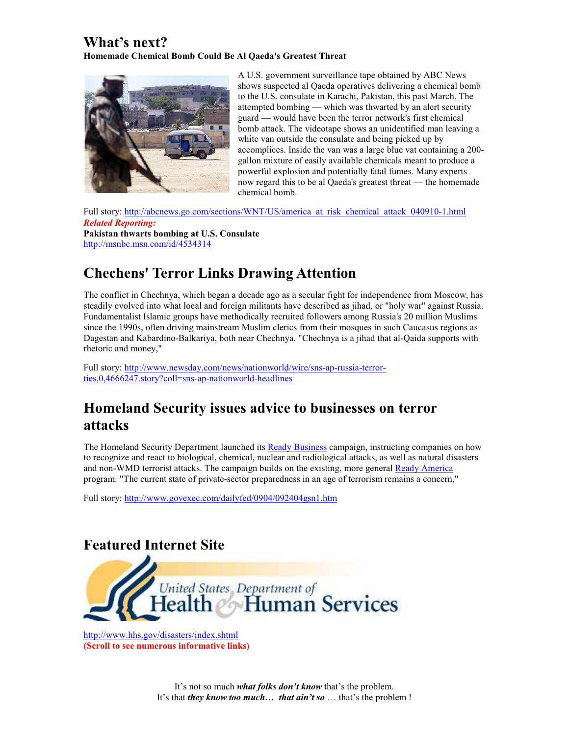## What's next?

**Homemade Chemical Bomb Could Be Al Qaeda's Greatest Threat**

A U.S. government surveillance tape obtained by ABC News shows suspected al Qaeda operatives delivering a chemical bomb to the U.S. consulate in Karachi, Pakistan, this past March. The attempted bombing — which was thwarted by an alert security guard — would have been the terror network's first chemical bomb attack. The videotape shows an unidentified man leaving a white van outside the consulate and being picked up by accomplices. Inside the van was a large blue vat containing a 200-gallon mixture of easily available chemicals meant to produce a powerful explosion and potentially fatal fumes. Many experts now regard this to be al Qaeda's greatest threat — the homemade chemical bomb.

Full story: http://abcnews.go.com/sections/WNT/US/america_at_risk_chemical_attack_040910-1.html

***Related Reporting:***

**Pakistan thwarts bombing at U.S. Consulate**

http://msnbc.msn.com/id/4534314

# Chechens' Terror Links Drawing Attention

The conflict in Chechnya, which began a decade ago as a secular fight for independence from Moscow, has steadily evolved into what local and foreign militants have described as jihad, or "holy war" against Russia. Fundamentalist Islamic groups have methodically recruited followers among Russia's 20 million Muslims since the 1990s, often driving mainstream Muslim clerics from their mosques in such Caucasus regions as Dagestan and Kabardino-Balkariya, both near Chechnya. "Chechnya is a jihad that al-Qaida supports with rhetoric and money,"

Full story: http://www.newsday.com/news/nationworld/wire/sns-ap-russia-terror-ties,0,4666247.story?coll=sns-ap-nationworld-headlines

# Homeland Security issues advice to businesses on terror attacks

The Homeland Security Department launched its Ready Business campaign, instructing companies on how to recognize and react to biological, chemical, nuclear and radiological attacks, as well as natural disasters and non-WMD terrorist attacks. The campaign builds on the existing, more general Ready America program. "The current state of private-sector preparedness in an age of terrorism remains a concern,"

Full story: http://www.govexec.com/dailyfed/0904/092404gsn1.htm

# Featured Internet Site

United States Department of Health & Human Services

http://www.hhs.gov/disasters/index.shtml

**(Scroll to see numerous informative links)**

It's not so much ***what folks don't know*** that's the problem.
It's that ***they know too much… that ain't so*** … that's the problem !